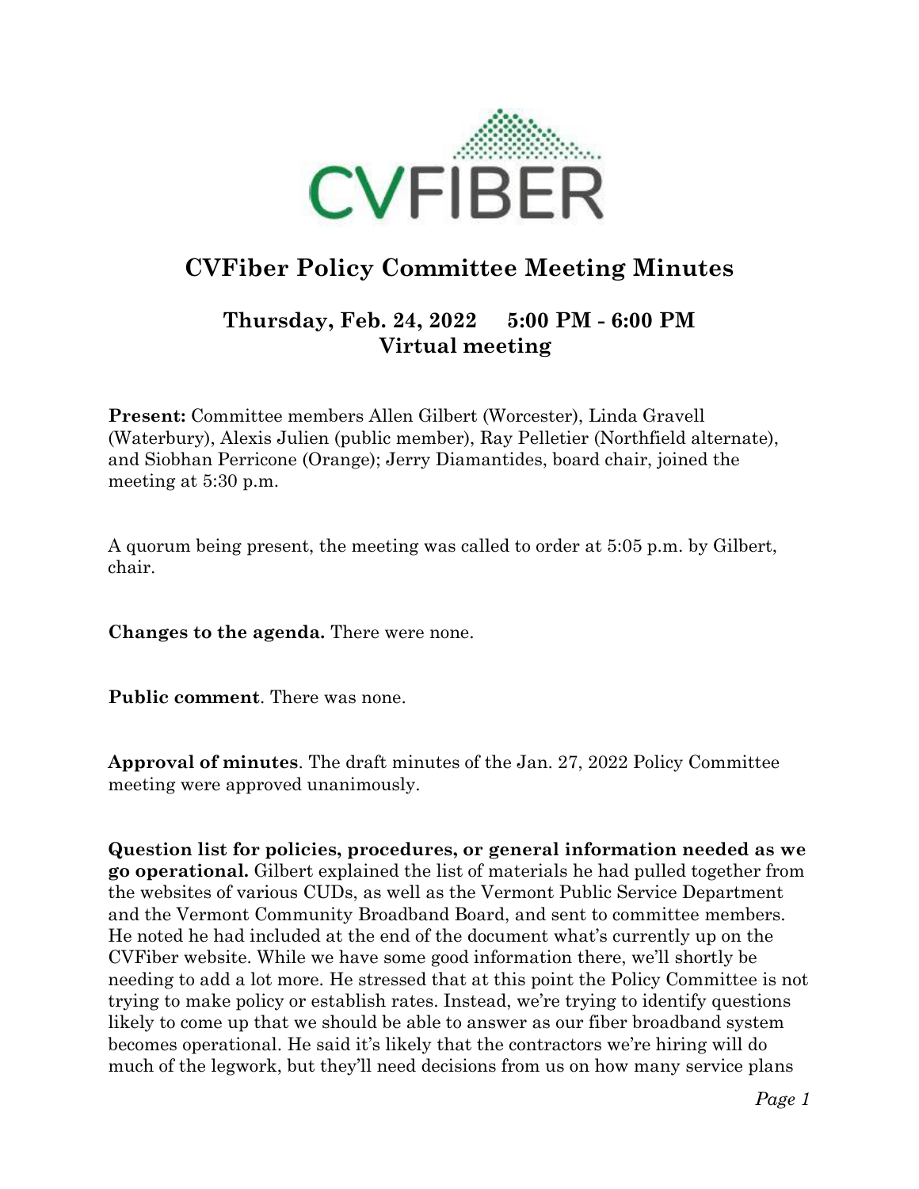# CVFiber Policy Committee Meeting Minutes

## Thursday, Feb. 24, 2022 5:00 PM - 6:00 PM
## Virtual meeting

**Present:** Committee members Allen Gilbert (Worcester), Linda Gravell (Waterbury), Alexis Julien (public member), Ray Pelletier (Northfield alternate), and Siobhan Perricone (Orange); Jerry Diamantides, board chair, joined the meeting at 5:30 p.m.

A quorum being present, the meeting was called to order at 5:05 p.m. by Gilbert, chair.

**Changes to the agenda.** There were none.

**Public comment**. There was none.

**Approval of minutes**. The draft minutes of the Jan. 27, 2022 Policy Committee meeting were approved unanimously.

**Question list for policies, procedures, or general information needed as we go operational.** Gilbert explained the list of materials he had pulled together from the websites of various CUDs, as well as the Vermont Public Service Department and the Vermont Community Broadband Board, and sent to committee members. He noted he had included at the end of the document what's currently up on the CVFiber website. While we have some good information there, we'll shortly be needing to add a lot more. He stressed that at this point the Policy Committee is not trying to make policy or establish rates. Instead, we're trying to identify questions likely to come up that we should be able to answer as our fiber broadband system becomes operational. He said it's likely that the contractors we're hiring will do much of the legwork, but they'll need decisions from us on how many service plans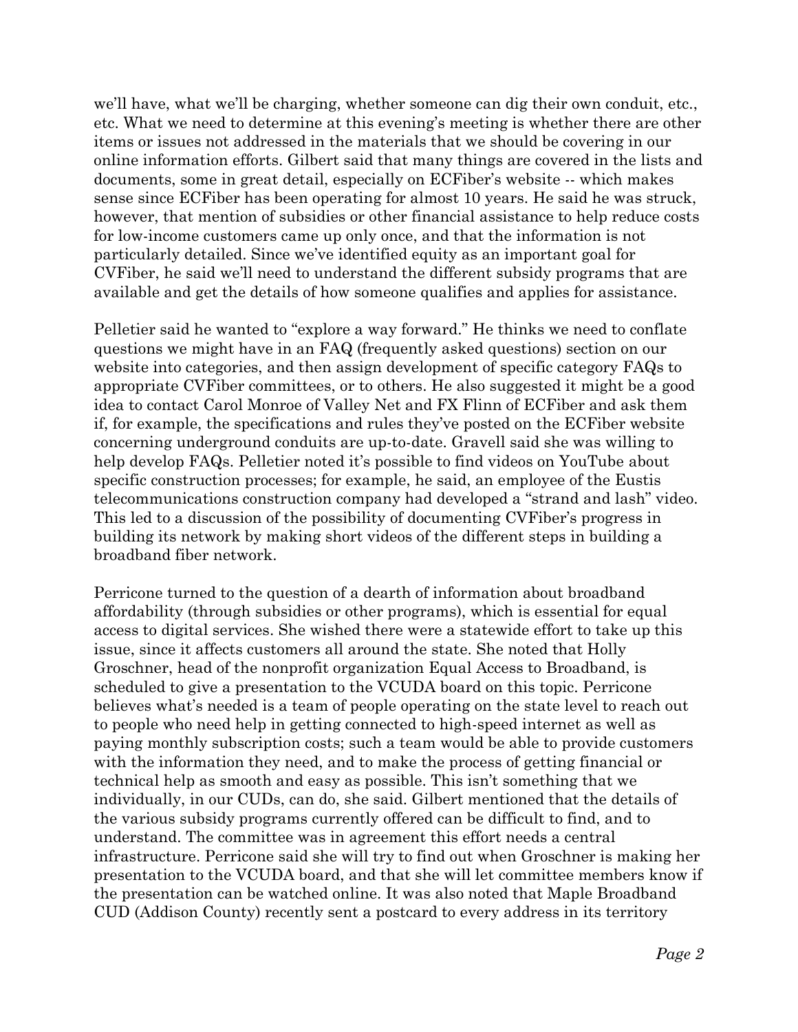we'll have, what we'll be charging, whether someone can dig their own conduit, etc., etc. What we need to determine at this evening's meeting is whether there are other items or issues not addressed in the materials that we should be covering in our online information efforts. Gilbert said that many things are covered in the lists and documents, some in great detail, especially on ECFiber's website -- which makes sense since ECFiber has been operating for almost 10 years. He said he was struck, however, that mention of subsidies or other financial assistance to help reduce costs for low-income customers came up only once, and that the information is not particularly detailed. Since we've identified equity as an important goal for CVFiber, he said we'll need to understand the different subsidy programs that are available and get the details of how someone qualifies and applies for assistance.

Pelletier said he wanted to "explore a way forward." He thinks we need to conflate questions we might have in an FAQ (frequently asked questions) section on our website into categories, and then assign development of specific category FAQs to appropriate CVFiber committees, or to others. He also suggested it might be a good idea to contact Carol Monroe of Valley Net and FX Flinn of ECFiber and ask them if, for example, the specifications and rules they've posted on the ECFiber website concerning underground conduits are up-to-date. Gravell said she was willing to help develop FAQs. Pelletier noted it's possible to find videos on YouTube about specific construction processes; for example, he said, an employee of the Eustis telecommunications construction company had developed a "strand and lash" video. This led to a discussion of the possibility of documenting CVFiber's progress in building its network by making short videos of the different steps in building a broadband fiber network.

Perricone turned to the question of a dearth of information about broadband affordability (through subsidies or other programs), which is essential for equal access to digital services. She wished there were a statewide effort to take up this issue, since it affects customers all around the state. She noted that Holly Groschner, head of the nonprofit organization Equal Access to Broadband, is scheduled to give a presentation to the VCUDA board on this topic. Perricone believes what's needed is a team of people operating on the state level to reach out to people who need help in getting connected to high-speed internet as well as paying monthly subscription costs; such a team would be able to provide customers with the information they need, and to make the process of getting financial or technical help as smooth and easy as possible. This isn't something that we individually, in our CUDs, can do, she said. Gilbert mentioned that the details of the various subsidy programs currently offered can be difficult to find, and to understand. The committee was in agreement this effort needs a central infrastructure. Perricone said she will try to find out when Groschner is making her presentation to the VCUDA board, and that she will let committee members know if the presentation can be watched online. It was also noted that Maple Broadband CUD (Addison County) recently sent a postcard to every address in its territory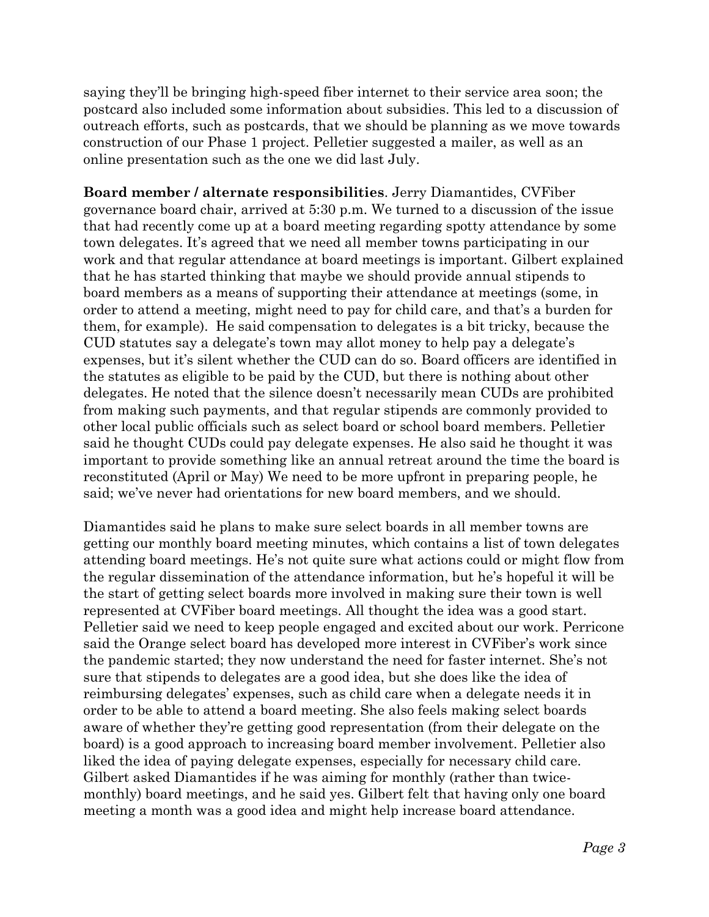saying they'll be bringing high-speed fiber internet to their service area soon; the postcard also included some information about subsidies. This led to a discussion of outreach efforts, such as postcards, that we should be planning as we move towards construction of our Phase 1 project. Pelletier suggested a mailer, as well as an online presentation such as the one we did last July.

**Board member / alternate responsibilities**. Jerry Diamantides, CVFiber governance board chair, arrived at 5:30 p.m. We turned to a discussion of the issue that had recently come up at a board meeting regarding spotty attendance by some town delegates. It's agreed that we need all member towns participating in our work and that regular attendance at board meetings is important. Gilbert explained that he has started thinking that maybe we should provide annual stipends to board members as a means of supporting their attendance at meetings (some, in order to attend a meeting, might need to pay for child care, and that's a burden for them, for example). He said compensation to delegates is a bit tricky, because the CUD statutes say a delegate's town may allot money to help pay a delegate's expenses, but it's silent whether the CUD can do so. Board officers are identified in the statutes as eligible to be paid by the CUD, but there is nothing about other delegates. He noted that the silence doesn't necessarily mean CUDs are prohibited from making such payments, and that regular stipends are commonly provided to other local public officials such as select board or school board members. Pelletier said he thought CUDs could pay delegate expenses. He also said he thought it was important to provide something like an annual retreat around the time the board is reconstituted (April or May) We need to be more upfront in preparing people, he said; we've never had orientations for new board members, and we should.

Diamantides said he plans to make sure select boards in all member towns are getting our monthly board meeting minutes, which contains a list of town delegates attending board meetings. He's not quite sure what actions could or might flow from the regular dissemination of the attendance information, but he's hopeful it will be the start of getting select boards more involved in making sure their town is well represented at CVFiber board meetings. All thought the idea was a good start. Pelletier said we need to keep people engaged and excited about our work. Perricone said the Orange select board has developed more interest in CVFiber's work since the pandemic started; they now understand the need for faster internet. She's not sure that stipends to delegates are a good idea, but she does like the idea of reimbursing delegates' expenses, such as child care when a delegate needs it in order to be able to attend a board meeting. She also feels making select boards aware of whether they're getting good representation (from their delegate on the board) is a good approach to increasing board member involvement. Pelletier also liked the idea of paying delegate expenses, especially for necessary child care. Gilbert asked Diamantides if he was aiming for monthly (rather than twice-monthly) board meetings, and he said yes. Gilbert felt that having only one board meeting a month was a good idea and might help increase board attendance.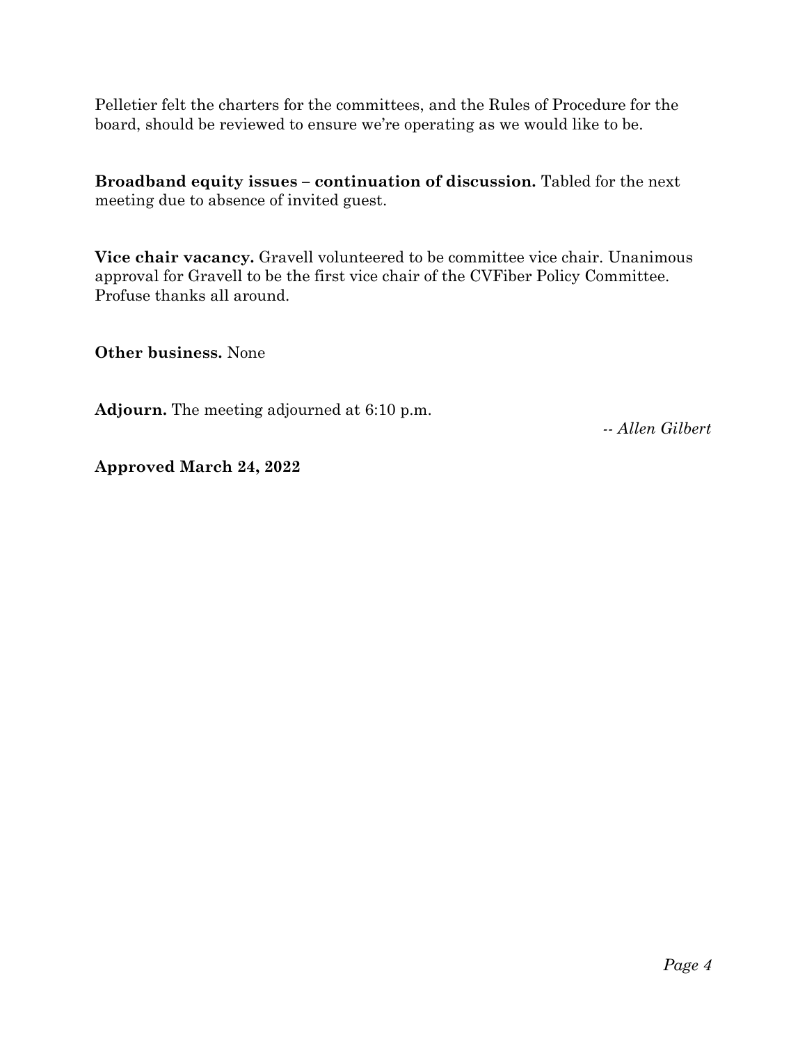Pelletier felt the charters for the committees, and the Rules of Procedure for the board, should be reviewed to ensure we're operating as we would like to be.

**Broadband equity issues – continuation of discussion.** Tabled for the next meeting due to absence of invited guest.

**Vice chair vacancy.** Gravell volunteered to be committee vice chair. Unanimous approval for Gravell to be the first vice chair of the CVFiber Policy Committee. Profuse thanks all around.

**Other business.** None

**Adjourn.** The meeting adjourned at 6:10 p.m.

*-- Allen Gilbert*

**Approved March 24, 2022**